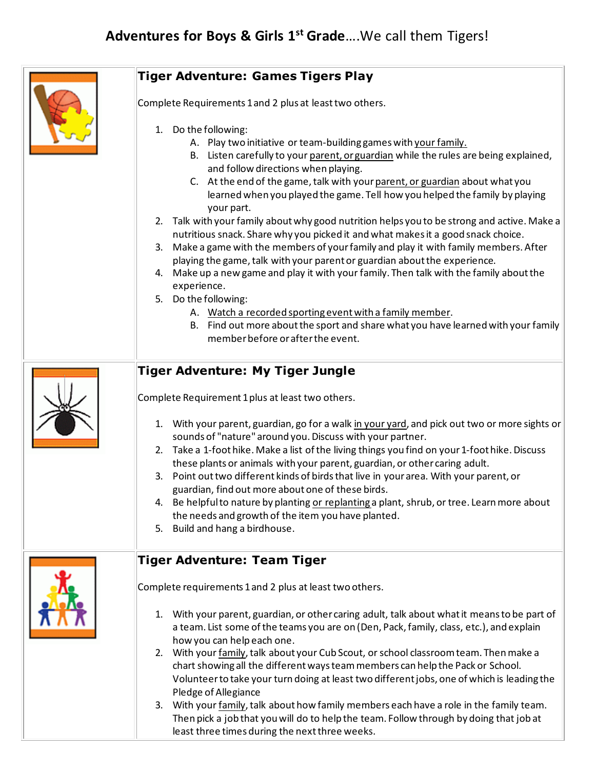# Adventures for Boys & Girls 1st Grade….We call them Tigers!

## Tiger Adventure: Games Tigers Play

Complete Requirements 1 and 2 plus at least two others.

1. Do the following:
   A. Play two initiative or team-building games with your family.
   B. Listen carefully to your parent, or guardian while the rules are being explained, and follow directions when playing.
   C. At the end of the game, talk with your parent, or guardian about what you learned when you played the game. Tell how you helped the family by playing your part.
2. Talk with your family about why good nutrition helps you to be strong and active. Make a nutritious snack. Share why you picked it and what makes it a good snack choice.
3. Make a game with the members of your family and play it with family members. After playing the game, talk with your parent or guardian about the experience.
4. Make up a new game and play it with your family. Then talk with the family about the experience.
5. Do the following:
   A. Watch a recorded sporting event with a family member.
   B. Find out more about the sport and share what you have learned with your family member before or after the event.

## Tiger Adventure: My Tiger Jungle

Complete Requirement 1 plus at least two others.

1. With your parent, guardian, go for a walk in your yard, and pick out two or more sights or sounds of "nature" around you. Discuss with your partner.
2. Take a 1-foot hike. Make a list of the living things you find on your 1-foot hike. Discuss these plants or animals with your parent, guardian, or other caring adult.
3. Point out two different kinds of birds that live in your area. With your parent, or guardian, find out more about one of these birds.
4. Be helpful to nature by planting or replanting a plant, shrub, or tree. Learn more about the needs and growth of the item you have planted.
5. Build and hang a birdhouse.

## Tiger Adventure: Team Tiger

Complete requirements 1 and 2 plus at least two others.

1. With your parent, guardian, or other caring adult, talk about what it means to be part of a team. List some of the teams you are on (Den, Pack, family, class, etc.), and explain how you can help each one.
2. With your family, talk about your Cub Scout, or school classroom team. Then make a chart showing all the different ways team members can help the Pack or School. Volunteer to take your turn doing at least two different jobs, one of which is leading the Pledge of Allegiance
3. With your family, talk about how family members each have a role in the family team. Then pick a job that you will do to help the team. Follow through by doing that job at least three times during the next three weeks.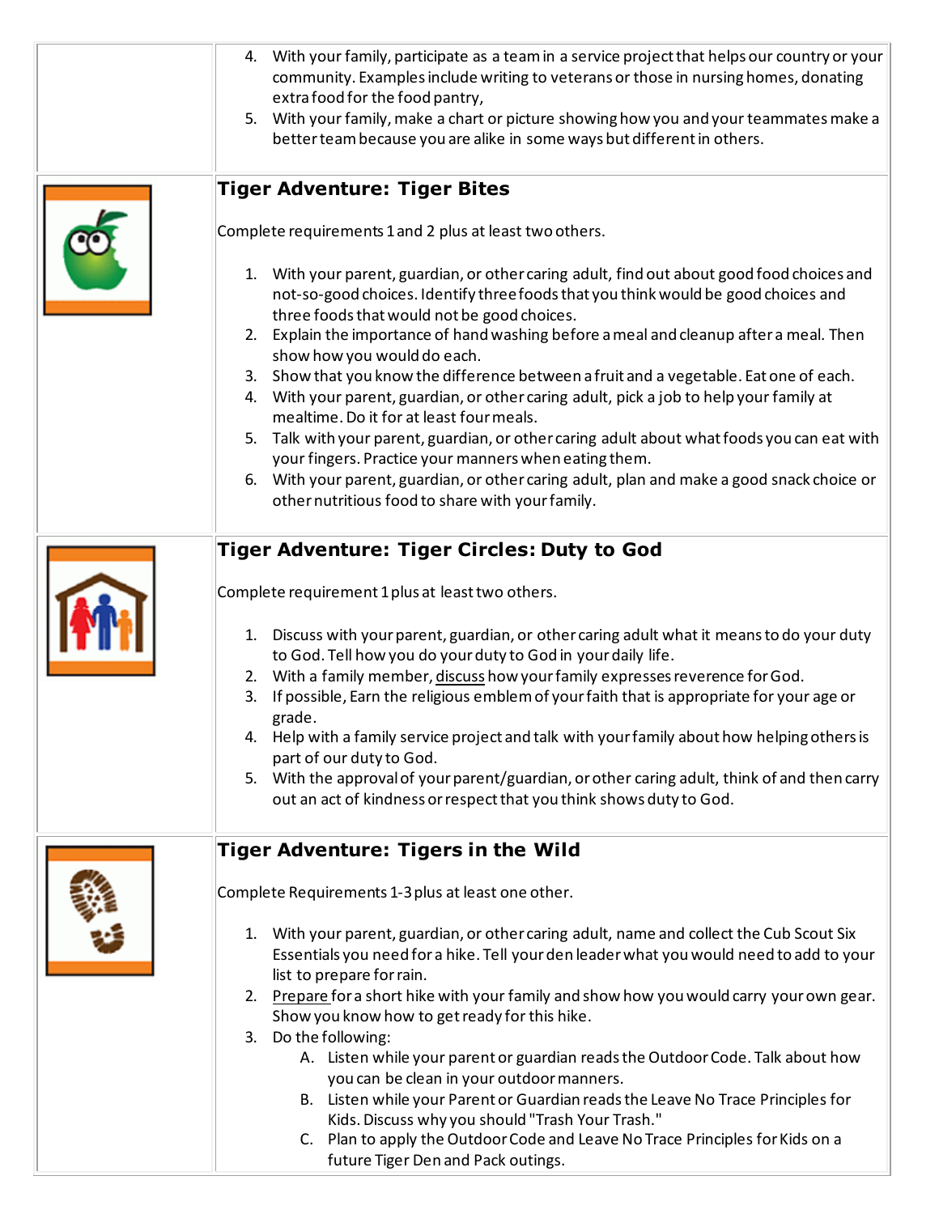4. With your family, participate as a team in a service project that helps our country or your community. Examples include writing to veterans or those in nursing homes, donating extra food for the food pantry,
5. With your family, make a chart or picture showing how you and your teammates make a better team because you are alike in some ways but different in others.

## Tiger Adventure: Tiger Bites

Complete requirements 1 and 2 plus at least two others.

1. With your parent, guardian, or other caring adult, find out about good food choices and not-so-good choices. Identify three foods that you think would be good choices and three foods that would not be good choices.
2. Explain the importance of hand washing before a meal and cleanup after a meal. Then show how you would do each.
3. Show that you know the difference between a fruit and a vegetable. Eat one of each.
4. With your parent, guardian, or other caring adult, pick a job to help your family at mealtime. Do it for at least four meals.
5. Talk with your parent, guardian, or other caring adult about what foods you can eat with your fingers. Practice your manners when eating them.
6. With your parent, guardian, or other caring adult, plan and make a good snack choice or other nutritious food to share with your family.

## Tiger Adventure: Tiger Circles: Duty to God

Complete requirement 1 plus at least two others.

1. Discuss with your parent, guardian, or other caring adult what it means to do your duty to God. Tell how you do your duty to God in your daily life.
2. With a family member, discuss how your family expresses reverence for God.
3. If possible, Earn the religious emblem of your faith that is appropriate for your age or grade.
4. Help with a family service project and talk with your family about how helping others is part of our duty to God.
5. With the approval of your parent/guardian, or other caring adult, think of and then carry out an act of kindness or respect that you think shows duty to God.

## Tiger Adventure: Tigers in the Wild

Complete Requirements 1-3 plus at least one other.

1. With your parent, guardian, or other caring adult, name and collect the Cub Scout Six Essentials you need for a hike. Tell your den leader what you would need to add to your list to prepare for rain.
2. Prepare for a short hike with your family and show how you would carry your own gear. Show you know how to get ready for this hike.
3. Do the following:
   A. Listen while your parent or guardian reads the Outdoor Code. Talk about how you can be clean in your outdoor manners.
   B. Listen while your Parent or Guardian reads the Leave No Trace Principles for Kids. Discuss why you should "Trash Your Trash."
   C. Plan to apply the Outdoor Code and Leave No Trace Principles for Kids on a future Tiger Den and Pack outings.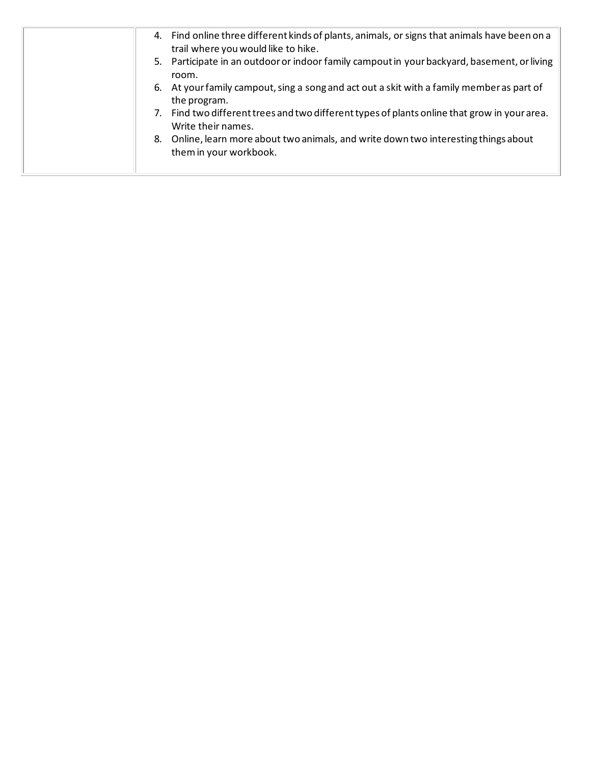| | |
|---|---|
| | 4. Find online three different kinds of plants, animals, or signs that animals have been on a trail where you would like to hike.<br>5. Participate in an outdoor or indoor family campout in your backyard, basement, or living room.<br>6. At your family campout, sing a song and act out a skit with a family member as part of the program.<br>7. Find two different trees and two different types of plants online that grow in your area. Write their names.<br>8. Online, learn more about two animals, and write down two interesting things about them in your workbook. |